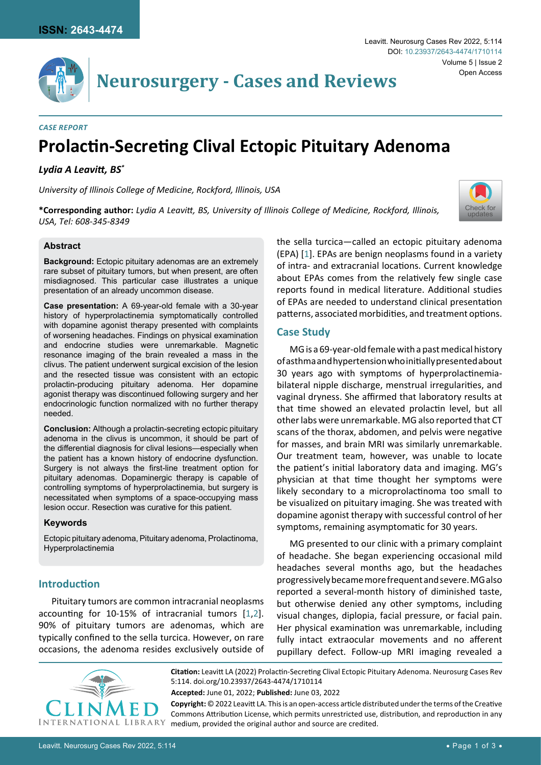*CASE REPORT*

# Prolactin-Secreting Clival Ectopic Pituitary Adenoma

***Lydia A Leavitt, BS****

*University of Illinois College of Medicine, Rockford, Illinois, USA*

**\*Corresponding author:** *Lydia A Leavitt, BS, University of Illinois College of Medicine, Rockford, Illinois, USA, Tel: 608-345-8349*

### Abstract

**Background:** Ectopic pituitary adenomas are an extremely rare subset of pituitary tumors, but when present, are often misdiagnosed. This particular case illustrates a unique presentation of an already uncommon disease.

**Case presentation:** A 69-year-old female with a 30-year history of hyperprolactinemia symptomatically controlled with dopamine agonist therapy presented with complaints of worsening headaches. Findings on physical examination and endocrine studies were unremarkable. Magnetic resonance imaging of the brain revealed a mass in the clivus. The patient underwent surgical excision of the lesion and the resected tissue was consistent with an ectopic prolactin-producing pituitary adenoma. Her dopamine agonist therapy was discontinued following surgery and her endocrinologic function normalized with no further therapy needed.

**Conclusion:** Although a prolactin-secreting ectopic pituitary adenoma in the clivus is uncommon, it should be part of the differential diagnosis for clival lesions—especially when the patient has a known history of endocrine dysfunction. Surgery is not always the first-line treatment option for pituitary adenomas. Dopaminergic therapy is capable of controlling symptoms of hyperprolactinemia, but surgery is necessitated when symptoms of a space-occupying mass lesion occur. Resection was curative for this patient.

### Keywords

Ectopic pituitary adenoma, Pituitary adenoma, Prolactinoma, Hyperprolactinemia

## Introduction

Pituitary tumors are common intracranial neoplasms accounting for 10-15% of intracranial tumors [1,2]. 90% of pituitary tumors are adenomas, which are typically confined to the sella turcica. However, on rare occasions, the adenoma resides exclusively outside of the sella turcica—called an ectopic pituitary adenoma (EPA) [1]. EPAs are benign neoplasms found in a variety of intra- and extracranial locations. Current knowledge about EPAs comes from the relatively few single case reports found in medical literature. Additional studies of EPAs are needed to understand clinical presentation patterns, associated morbidities, and treatment options.

## Case Study

MG is a 69-year-old female with a past medical history of asthma and hypertension who initially presented about 30 years ago with symptoms of hyperprolactinemia-bilateral nipple discharge, menstrual irregularities, and vaginal dryness. She affirmed that laboratory results at that time showed an elevated prolactin level, but all other labs were unremarkable. MG also reported that CT scans of the thorax, abdomen, and pelvis were negative for masses, and brain MRI was similarly unremarkable. Our treatment team, however, was unable to locate the patient's initial laboratory data and imaging. MG's physician at that time thought her symptoms were likely secondary to a microprolactinoma too small to be visualized on pituitary imaging. She was treated with dopamine agonist therapy with successful control of her symptoms, remaining asymptomatic for 30 years.

MG presented to our clinic with a primary complaint of headache. She began experiencing occasional mild headaches several months ago, but the headaches progressively became more frequent and severe. MG also reported a several-month history of diminished taste, but otherwise denied any other symptoms, including visual changes, diplopia, facial pressure, or facial pain. Her physical examination was unremarkable, including fully intact extraocular movements and no afferent pupillary defect. Follow-up MRI imaging revealed a

**Citation:** Leavitt LA (2022) Prolactin-Secreting Clival Ectopic Pituitary Adenoma. Neurosurg Cases Rev 5:114. doi.org/10.23937/2643-4474/1710114

**Accepted:** June 01, 2022; **Published:** June 03, 2022

**Copyright:** © 2022 Leavitt LA. This is an open-access article distributed under the terms of the Creative Commons Attribution License, which permits unrestricted use, distribution, and reproduction in any medium, provided the original author and source are credited.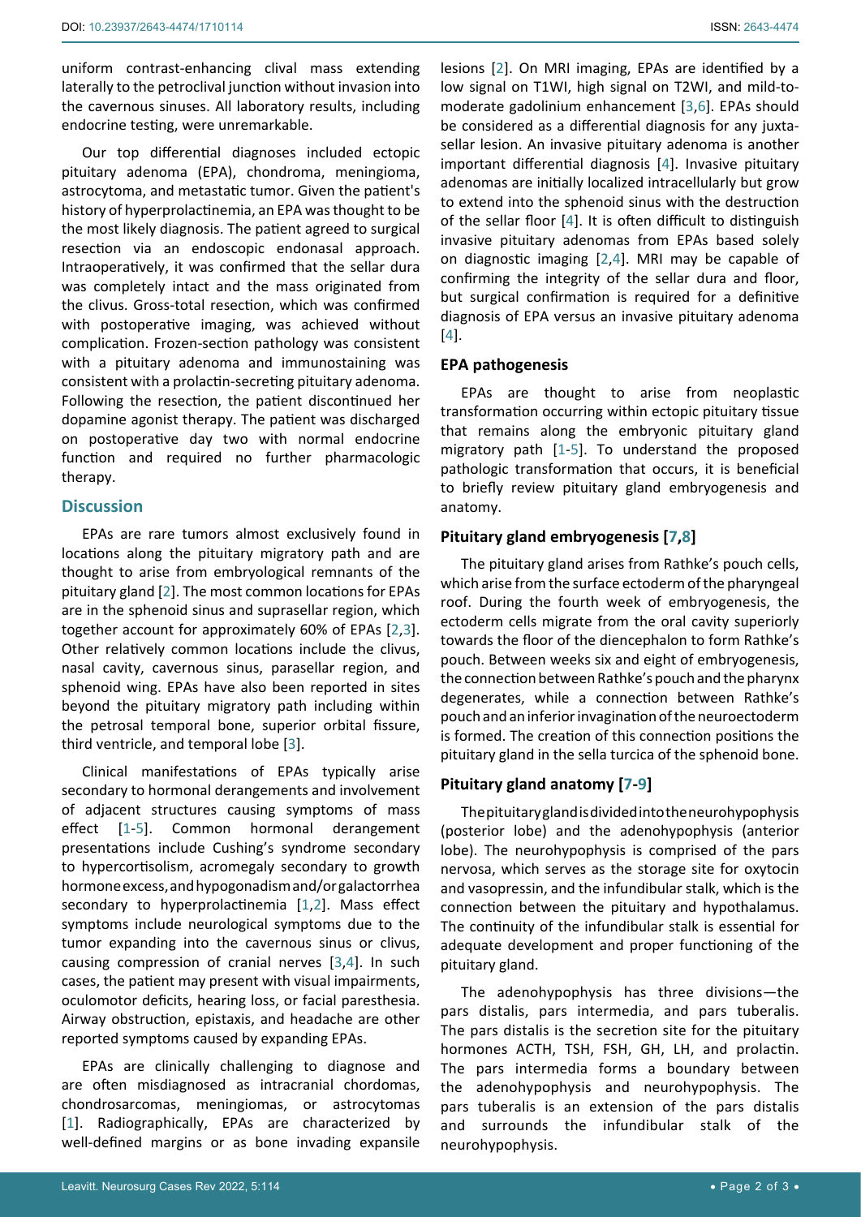uniform contrast-enhancing clival mass extending laterally to the petroclival junction without invasion into the cavernous sinuses. All laboratory results, including endocrine testing, were unremarkable.

Our top differential diagnoses included ectopic pituitary adenoma (EPA), chondroma, meningioma, astrocytoma, and metastatic tumor. Given the patient's history of hyperprolactinemia, an EPA was thought to be the most likely diagnosis. The patient agreed to surgical resection via an endoscopic endonasal approach. Intraoperatively, it was confirmed that the sellar dura was completely intact and the mass originated from the clivus. Gross-total resection, which was confirmed with postoperative imaging, was achieved without complication. Frozen-section pathology was consistent with a pituitary adenoma and immunostaining was consistent with a prolactin-secreting pituitary adenoma. Following the resection, the patient discontinued her dopamine agonist therapy. The patient was discharged on postoperative day two with normal endocrine function and required no further pharmacologic therapy.

## Discussion

EPAs are rare tumors almost exclusively found in locations along the pituitary migratory path and are thought to arise from embryological remnants of the pituitary gland [2]. The most common locations for EPAs are in the sphenoid sinus and suprasellar region, which together account for approximately 60% of EPAs [2,3]. Other relatively common locations include the clivus, nasal cavity, cavernous sinus, parasellar region, and sphenoid wing. EPAs have also been reported in sites beyond the pituitary migratory path including within the petrosal temporal bone, superior orbital fissure, third ventricle, and temporal lobe [3].

Clinical manifestations of EPAs typically arise secondary to hormonal derangements and involvement of adjacent structures causing symptoms of mass effect [1-5]. Common hormonal derangement presentations include Cushing's syndrome secondary to hypercortisolism, acromegaly secondary to growth hormone excess, and hypogonadism and/or galactorrhea secondary to hyperprolactinemia [1,2]. Mass effect symptoms include neurological symptoms due to the tumor expanding into the cavernous sinus or clivus, causing compression of cranial nerves [3,4]. In such cases, the patient may present with visual impairments, oculomotor deficits, hearing loss, or facial paresthesia. Airway obstruction, epistaxis, and headache are other reported symptoms caused by expanding EPAs.

EPAs are clinically challenging to diagnose and are often misdiagnosed as intracranial chordomas, chondrosarcomas, meningiomas, or astrocytomas [1]. Radiographically, EPAs are characterized by well-defined margins or as bone invading expansile lesions [2]. On MRI imaging, EPAs are identified by a low signal on T1WI, high signal on T2WI, and mild-to-moderate gadolinium enhancement [3,6]. EPAs should be considered as a differential diagnosis for any juxta-sellar lesion. An invasive pituitary adenoma is another important differential diagnosis [4]. Invasive pituitary adenomas are initially localized intracellularly but grow to extend into the sphenoid sinus with the destruction of the sellar floor [4]. It is often difficult to distinguish invasive pituitary adenomas from EPAs based solely on diagnostic imaging [2,4]. MRI may be capable of confirming the integrity of the sellar dura and floor, but surgical confirmation is required for a definitive diagnosis of EPA versus an invasive pituitary adenoma [4].

### EPA pathogenesis

EPAs are thought to arise from neoplastic transformation occurring within ectopic pituitary tissue that remains along the embryonic pituitary gland migratory path [1-5]. To understand the proposed pathologic transformation that occurs, it is beneficial to briefly review pituitary gland embryogenesis and anatomy.

### Pituitary gland embryogenesis [7,8]

The pituitary gland arises from Rathke's pouch cells, which arise from the surface ectoderm of the pharyngeal roof. During the fourth week of embryogenesis, the ectoderm cells migrate from the oral cavity superiorly towards the floor of the diencephalon to form Rathke's pouch. Between weeks six and eight of embryogenesis, the connection between Rathke's pouch and the pharynx degenerates, while a connection between Rathke's pouch and an inferior invagination of the neuroectoderm is formed. The creation of this connection positions the pituitary gland in the sella turcica of the sphenoid bone.

### Pituitary gland anatomy [7-9]

The pituitary gland is divided into the neurohypophysis (posterior lobe) and the adenohypophysis (anterior lobe). The neurohypophysis is comprised of the pars nervosa, which serves as the storage site for oxytocin and vasopressin, and the infundibular stalk, which is the connection between the pituitary and hypothalamus. The continuity of the infundibular stalk is essential for adequate development and proper functioning of the pituitary gland.

The adenohypophysis has three divisions—the pars distalis, pars intermedia, and pars tuberalis. The pars distalis is the secretion site for the pituitary hormones ACTH, TSH, FSH, GH, LH, and prolactin. The pars intermedia forms a boundary between the adenohypophysis and neurohypophysis. The pars tuberalis is an extension of the pars distalis and surrounds the infundibular stalk of the neurohypophysis.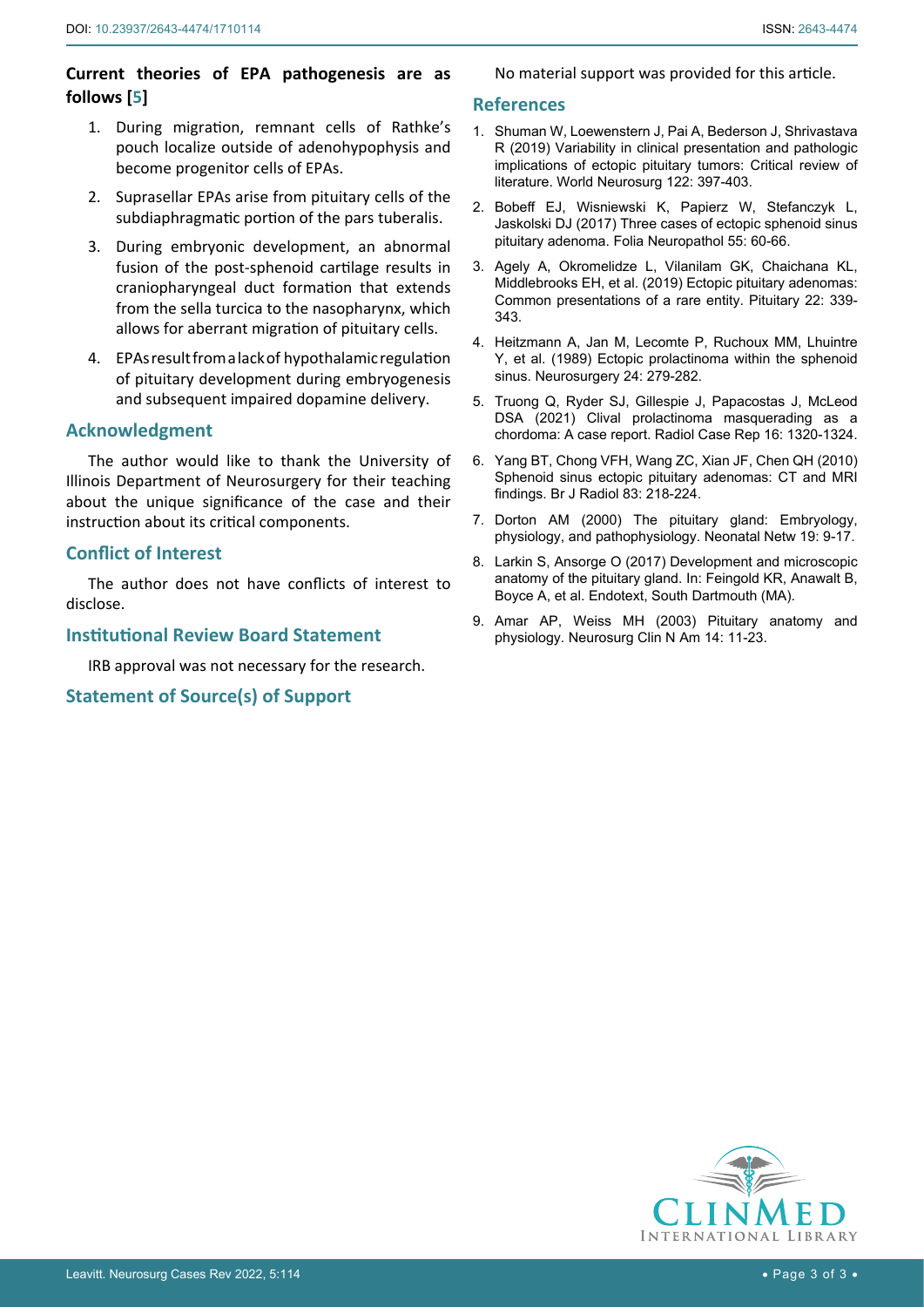**Current theories of EPA pathogenesis are as follows [5]**

1. During migration, remnant cells of Rathke's pouch localize outside of adenohypophysis and become progenitor cells of EPAs.
2. Suprasellar EPAs arise from pituitary cells of the subdiaphragmatic portion of the pars tuberalis.
3. During embryonic development, an abnormal fusion of the post-sphenoid cartilage results in craniopharyngeal duct formation that extends from the sella turcica to the nasopharynx, which allows for aberrant migration of pituitary cells.
4. EPAs result from a lack of hypothalamic regulation of pituitary development during embryogenesis and subsequent impaired dopamine delivery.

## Acknowledgment

The author would like to thank the University of Illinois Department of Neurosurgery for their teaching about the unique significance of the case and their instruction about its critical components.

## Conflict of Interest

The author does not have conflicts of interest to disclose.

## Institutional Review Board Statement

IRB approval was not necessary for the research.

## Statement of Source(s) of Support

No material support was provided for this article.

## References

1. Shuman W, Loewenstern J, Pai A, Bederson J, Shrivastava R (2019) Variability in clinical presentation and pathologic implications of ectopic pituitary tumors: Critical review of literature. World Neurosurg 122: 397-403.
2. Bobeff EJ, Wisniewski K, Papierz W, Stefanczyk L, Jaskolski DJ (2017) Three cases of ectopic sphenoid sinus pituitary adenoma. Folia Neuropathol 55: 60-66.
3. Agely A, Okromelidze L, Vilanilam GK, Chaichana KL, Middlebrooks EH, et al. (2019) Ectopic pituitary adenomas: Common presentations of a rare entity. Pituitary 22: 339-343.
4. Heitzmann A, Jan M, Lecomte P, Ruchoux MM, Lhuintre Y, et al. (1989) Ectopic prolactinoma within the sphenoid sinus. Neurosurgery 24: 279-282.
5. Truong Q, Ryder SJ, Gillespie J, Papacostas J, McLeod DSA (2021) Clival prolactinoma masquerading as a chordoma: A case report. Radiol Case Rep 16: 1320-1324.
6. Yang BT, Chong VFH, Wang ZC, Xian JF, Chen QH (2010) Sphenoid sinus ectopic pituitary adenomas: CT and MRI findings. Br J Radiol 83: 218-224.
7. Dorton AM (2000) The pituitary gland: Embryology, physiology, and pathophysiology. Neonatal Netw 19: 9-17.
8. Larkin S, Ansorge O (2017) Development and microscopic anatomy of the pituitary gland. In: Feingold KR, Anawalt B, Boyce A, et al. Endotext, South Dartmouth (MA).
9. Amar AP, Weiss MH (2003) Pituitary anatomy and physiology. Neurosurg Clin N Am 14: 11-23.